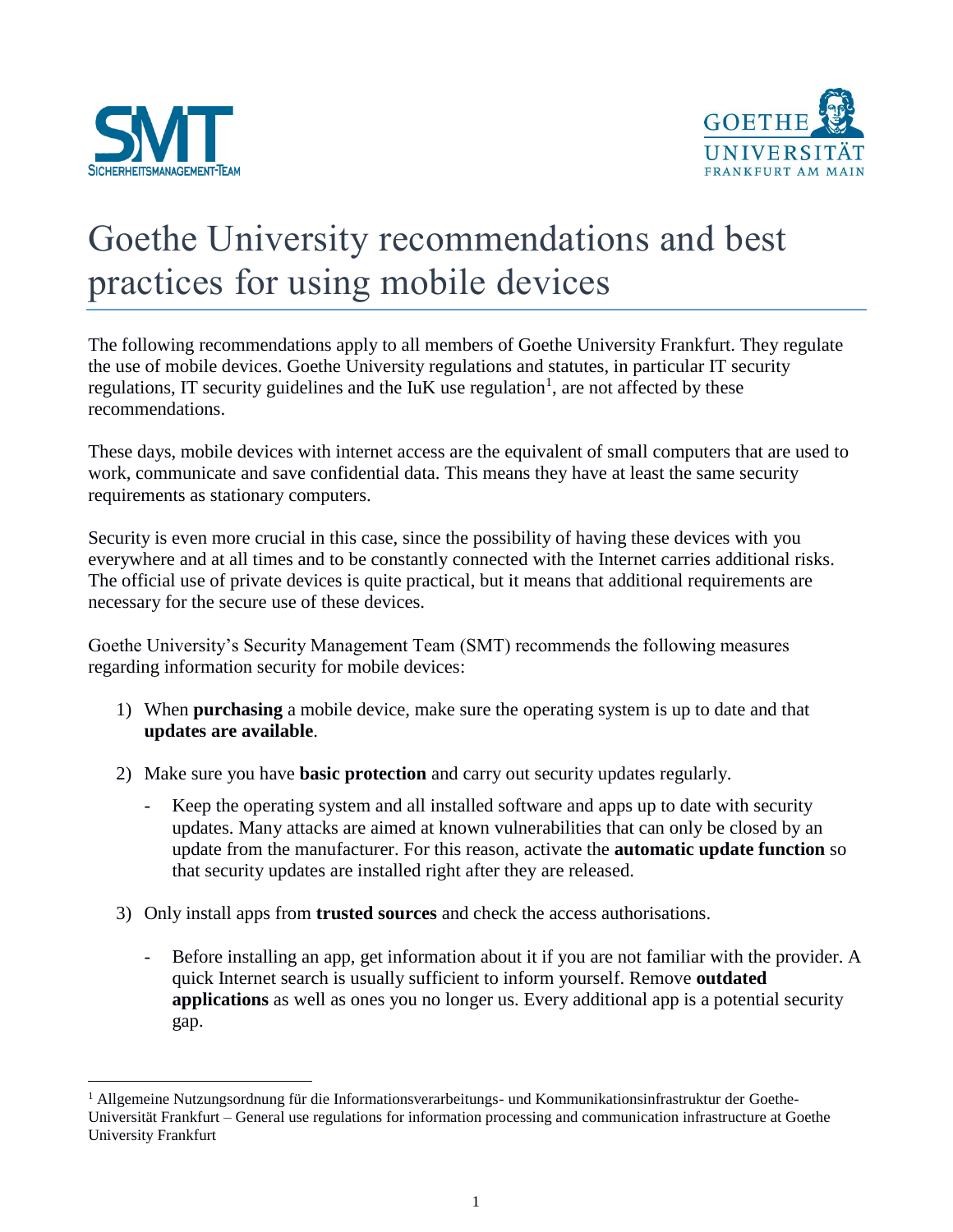# Goethe University recommendations and best practices for using mobile devices

The following recommendations apply to all members of Goethe University Frankfurt. They regulate the use of mobile devices. Goethe University regulations and statutes, in particular IT security regulations, IT security guidelines and the IuK use regulation[1], are not affected by these recommendations.

These days, mobile devices with internet access are the equivalent of small computers that are used to work, communicate and save confidential data. This means they have at least the same security requirements as stationary computers.

Security is even more crucial in this case, since the possibility of having these devices with you everywhere and at all times and to be constantly connected with the Internet carries additional risks. The official use of private devices is quite practical, but it means that additional requirements are necessary for the secure use of these devices.

Goethe University's Security Management Team (SMT) recommends the following measures regarding information security for mobile devices:

1) When **purchasing** a mobile device, make sure the operating system is up to date and that **updates are available**.

2) Make sure you have **basic protection** and carry out security updates regularly.

   - Keep the operating system and all installed software and apps up to date with security updates. Many attacks are aimed at known vulnerabilities that can only be closed by an update from the manufacturer. For this reason, activate the **automatic update function** so that security updates are installed right after they are released.

3) Only install apps from **trusted sources** and check the access authorisations.

   - Before installing an app, get information about it if you are not familiar with the provider. A quick Internet search is usually sufficient to inform yourself. Remove **outdated applications** as well as ones you no longer us. Every additional app is a potential security gap.

---

[1] Allgemeine Nutzungsordnung für die Informationsverarbeitungs- und Kommunikationsinfrastruktur der Goethe-Universität Frankfurt – General use regulations for information processing and communication infrastructure at Goethe University Frankfurt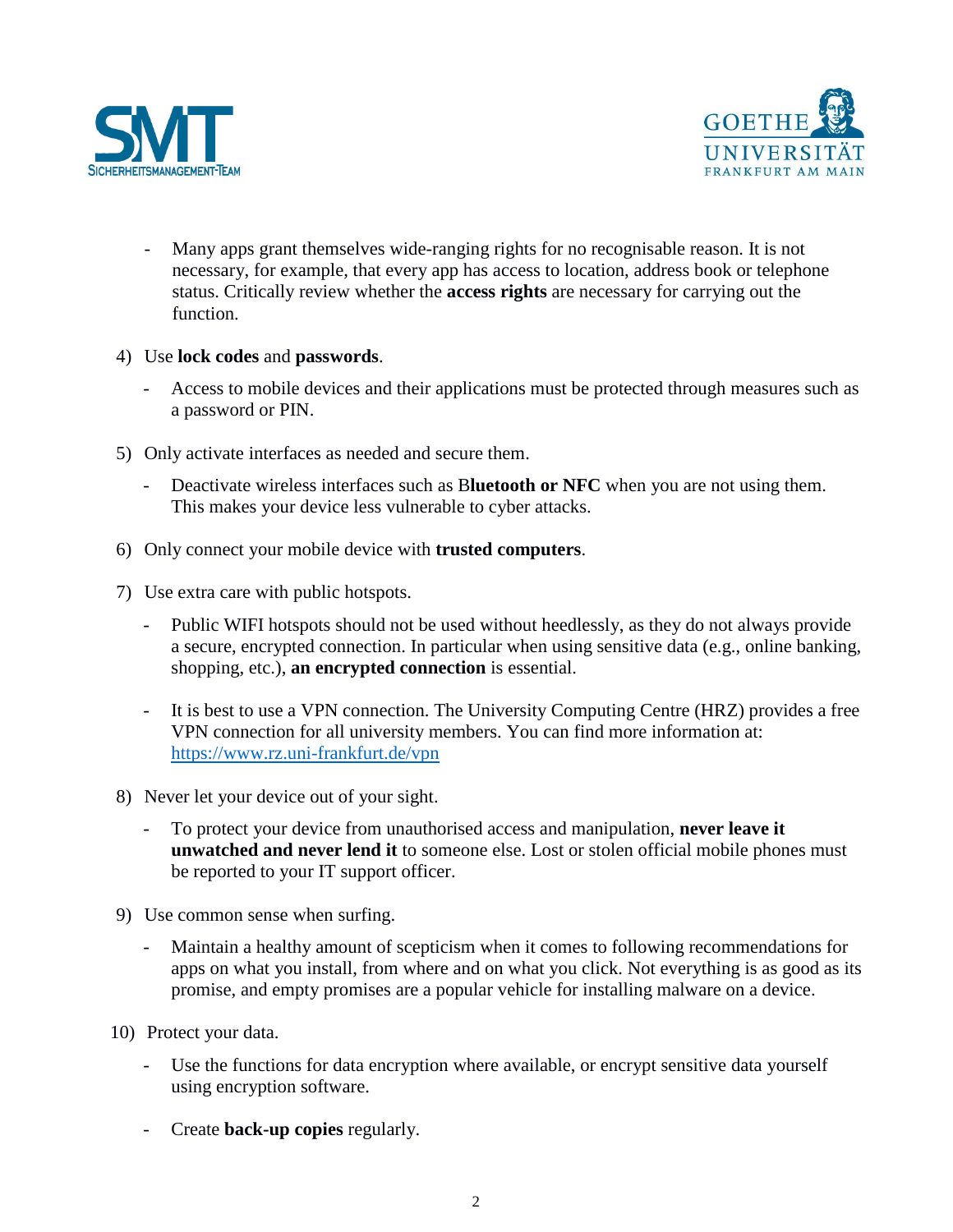- Many apps grant themselves wide-ranging rights for no recognisable reason. It is not necessary, for example, that every app has access to location, address book or telephone status. Critically review whether the **access rights** are necessary for carrying out the function.

4) Use **lock codes** and **passwords**.
   - Access to mobile devices and their applications must be protected through measures such as a password or PIN.

5) Only activate interfaces as needed and secure them.
   - Deactivate wireless interfaces such as B**luetooth or NFC** when you are not using them. This makes your device less vulnerable to cyber attacks.

6) Only connect your mobile device with **trusted computers**.

7) Use extra care with public hotspots.
   - Public WIFI hotspots should not be used without heedlessly, as they do not always provide a secure, encrypted connection. In particular when using sensitive data (e.g., online banking, shopping, etc.), **an encrypted connection** is essential.
   - It is best to use a VPN connection. The University Computing Centre (HRZ) provides a free VPN connection for all university members. You can find more information at: https://www.rz.uni-frankfurt.de/vpn

8) Never let your device out of your sight.
   - To protect your device from unauthorised access and manipulation, **never leave it unwatched and never lend it** to someone else. Lost or stolen official mobile phones must be reported to your IT support officer.

9) Use common sense when surfing.
   - Maintain a healthy amount of scepticism when it comes to following recommendations for apps on what you install, from where and on what you click. Not everything is as good as its promise, and empty promises are a popular vehicle for installing malware on a device.

10) Protect your data.
    - Use the functions for data encryption where available, or encrypt sensitive data yourself using encryption software.
    - Create **back-up copies** regularly.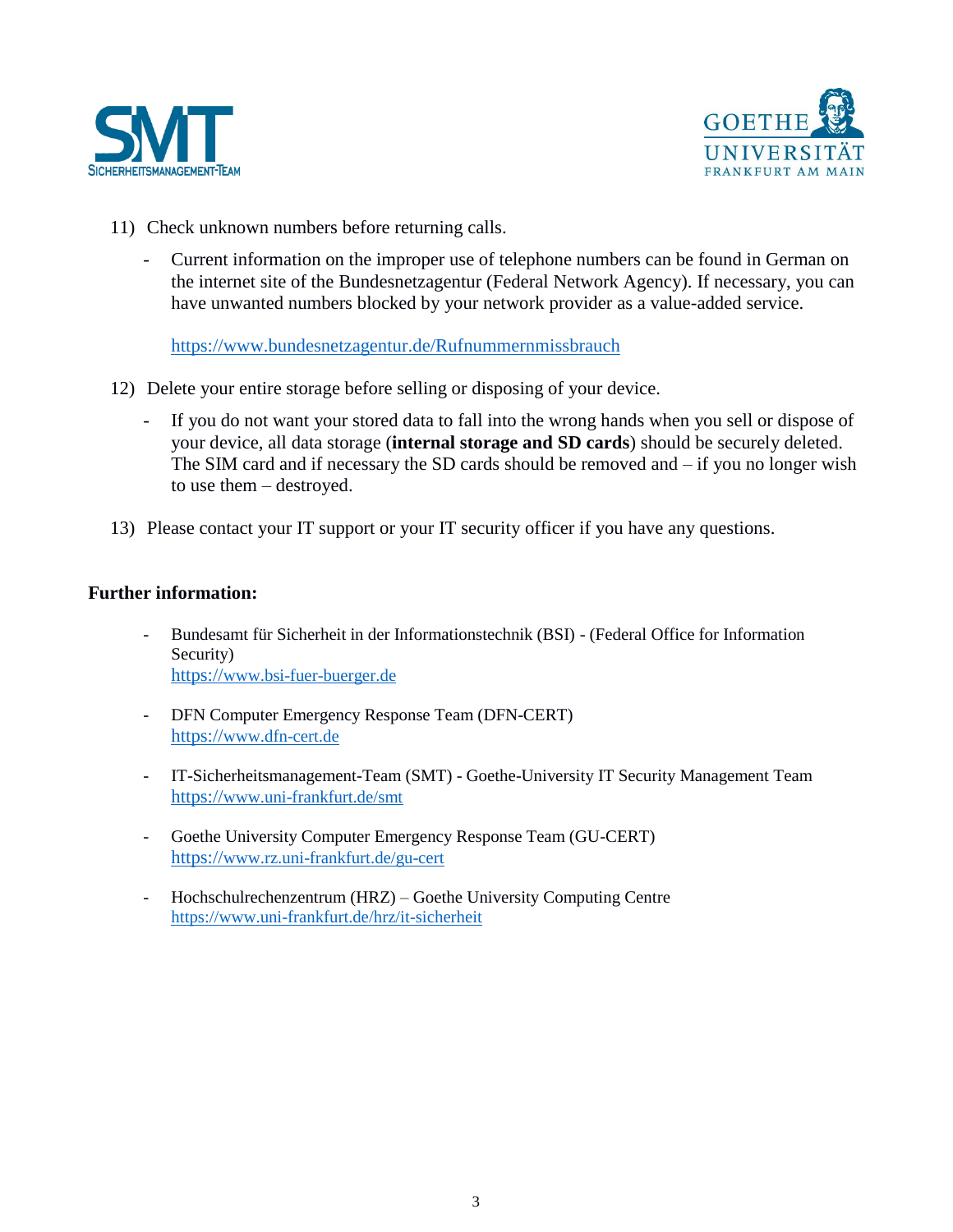11) Check unknown numbers before returning calls.

   - Current information on the improper use of telephone numbers can be found in German on the internet site of the Bundesnetzagentur (Federal Network Agency). If necessary, you can have unwanted numbers blocked by your network provider as a value-added service.

     https://www.bundesnetzagentur.de/Rufnummernmissbrauch

12) Delete your entire storage before selling or disposing of your device.

   - If you do not want your stored data to fall into the wrong hands when you sell or dispose of your device, all data storage (**internal storage and SD cards**) should be securely deleted. The SIM card and if necessary the SD cards should be removed and – if you no longer wish to use them – destroyed.

13) Please contact your IT support or your IT security officer if you have any questions.

**Further information:**

- Bundesamt für Sicherheit in der Informationstechnik (BSI) - (Federal Office for Information Security)
  https://www.bsi-fuer-buerger.de

- DFN Computer Emergency Response Team (DFN-CERT)
  https://www.dfn-cert.de

- IT-Sicherheitsmanagement-Team (SMT) - Goethe-University IT Security Management Team
  https://www.uni-frankfurt.de/smt

- Goethe University Computer Emergency Response Team (GU-CERT)
  https://www.rz.uni-frankfurt.de/gu-cert

- Hochschulrechenzentrum (HRZ) – Goethe University Computing Centre
  https://www.uni-frankfurt.de/hrz/it-sicherheit